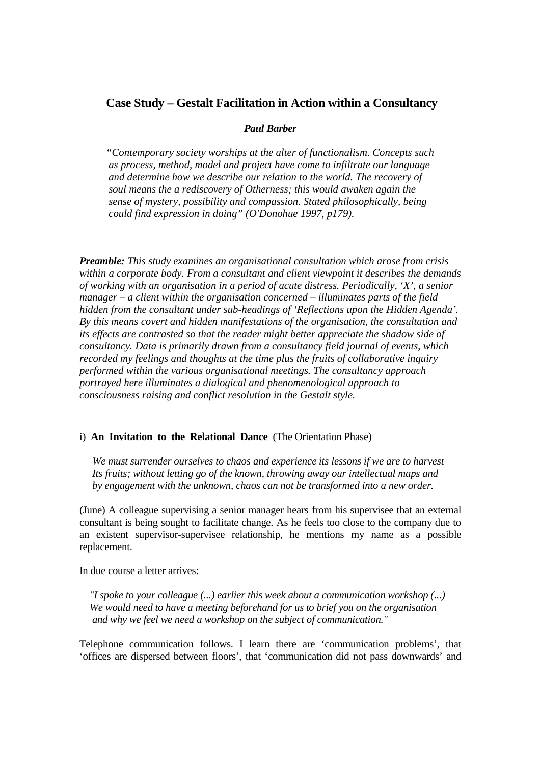## Case Study – Gestalt Facilitation in Action within a Consultancy

***Paul Barber***

> "*Contemporary society worships at the alter of functionalism. Concepts such as process, method, model and project have come to infiltrate our language and determine how we describe our relation to the world. The recovery of soul means the a rediscovery of Otherness; this would awaken again the sense of mystery, possibility and compassion. Stated philosophically, being could find expression in doing" (O'Donohue 1997, p179).*

***Preamble:*** *This study examines an organisational consultation which arose from crisis within a corporate body. From a consultant and client viewpoint it describes the demands of working with an organisation in a period of acute distress. Periodically, 'X', a senior manager – a client within the organisation concerned – illuminates parts of the field hidden from the consultant under sub-headings of 'Reflections upon the Hidden Agenda'. By this means covert and hidden manifestations of the organisation, the consultation and its effects are contrasted so that the reader might better appreciate the shadow side of consultancy. Data is primarily drawn from a consultancy field journal of events, which recorded my feelings and thoughts at the time plus the fruits of collaborative inquiry performed within the various organisational meetings. The consultancy approach portrayed here illuminates a dialogical and phenomenological approach to consciousness raising and conflict resolution in the Gestalt style.*

### i) **An Invitation to the Relational Dance** (The Orientation Phase)

> *We must surrender ourselves to chaos and experience its lessons if we are to harvest Its fruits; without letting go of the known, throwing away our intellectual maps and by engagement with the unknown, chaos can not be transformed into a new order.*

(June) A colleague supervising a senior manager hears from his supervisee that an external consultant is being sought to facilitate change. As he feels too close to the company due to an existent supervisor-supervisee relationship, he mentions my name as a possible replacement.

In due course a letter arrives:

> *"I spoke to your colleague (...) earlier this week about a communication workshop (...) We would need to have a meeting beforehand for us to brief you on the organisation and why we feel we need a workshop on the subject of communication."*

Telephone communication follows. I learn there are 'communication problems', that 'offices are dispersed between floors', that 'communication did not pass downwards' and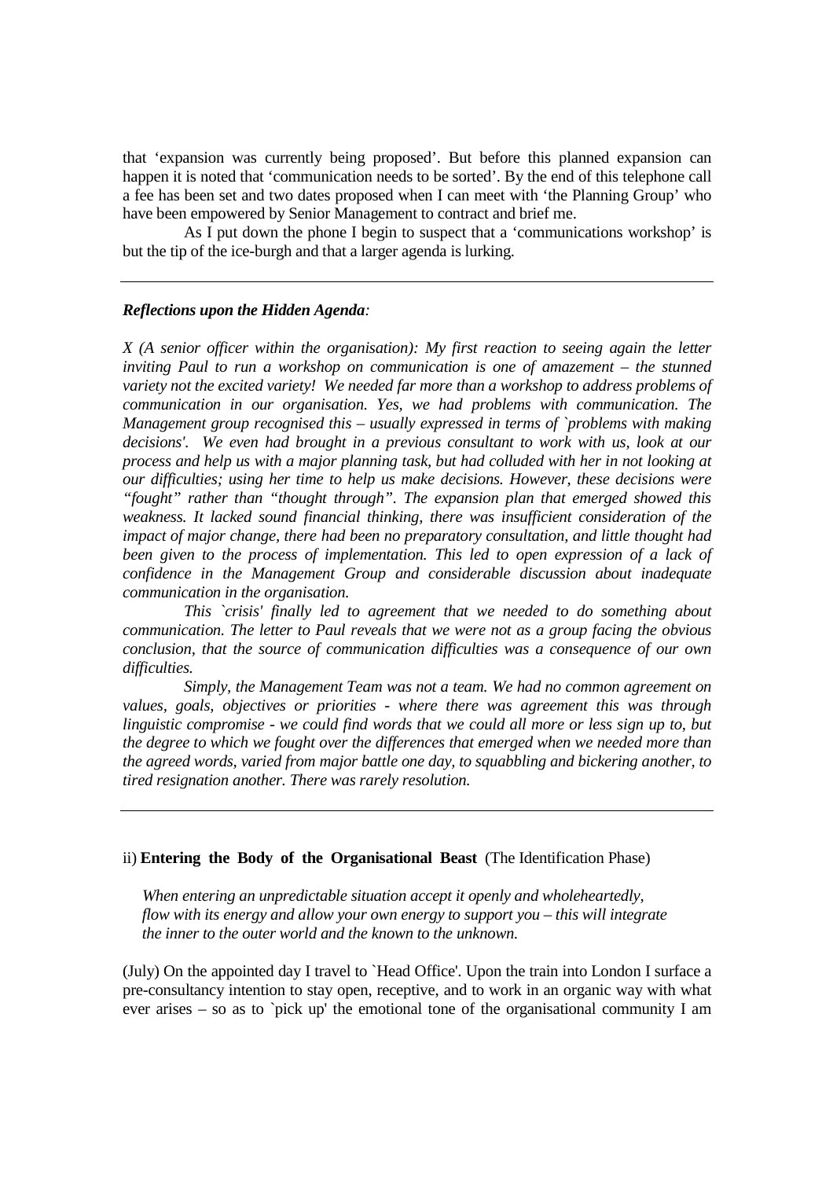that 'expansion was currently being proposed'. But before this planned expansion can happen it is noted that 'communication needs to be sorted'. By the end of this telephone call a fee has been set and two dates proposed when I can meet with 'the Planning Group' who have been empowered by Senior Management to contract and brief me.

As I put down the phone I begin to suspect that a 'communications workshop' is but the tip of the ice-burgh and that a larger agenda is lurking.

---

***Reflections upon the Hidden Agenda:***

*X (A senior officer within the organisation): My first reaction to seeing again the letter inviting Paul to run a workshop on communication is one of amazement – the stunned variety not the excited variety! We needed far more than a workshop to address problems of communication in our organisation. Yes, we had problems with communication. The Management group recognised this – usually expressed in terms of `problems with making decisions'. We even had brought in a previous consultant to work with us, look at our process and help us with a major planning task, but had colluded with her in not looking at our difficulties; using her time to help us make decisions. However, these decisions were "fought" rather than "thought through". The expansion plan that emerged showed this weakness. It lacked sound financial thinking, there was insufficient consideration of the impact of major change, there had been no preparatory consultation, and little thought had been given to the process of implementation. This led to open expression of a lack of confidence in the Management Group and considerable discussion about inadequate communication in the organisation.*

*This `crisis' finally led to agreement that we needed to do something about communication. The letter to Paul reveals that we were not as a group facing the obvious conclusion, that the source of communication difficulties was a consequence of our own difficulties.*

*Simply, the Management Team was not a team. We had no common agreement on values, goals, objectives or priorities - where there was agreement this was through linguistic compromise - we could find words that we could all more or less sign up to, but the degree to which we fought over the differences that emerged when we needed more than the agreed words, varied from major battle one day, to squabbling and bickering another, to tired resignation another. There was rarely resolution.*

---

ii) **Entering the Body of the Organisational Beast** (The Identification Phase)

*When entering an unpredictable situation accept it openly and wholeheartedly, flow with its energy and allow your own energy to support you – this will integrate the inner to the outer world and the known to the unknown.*

(July) On the appointed day I travel to `Head Office'. Upon the train into London I surface a pre-consultancy intention to stay open, receptive, and to work in an organic way with what ever arises – so as to `pick up' the emotional tone of the organisational community I am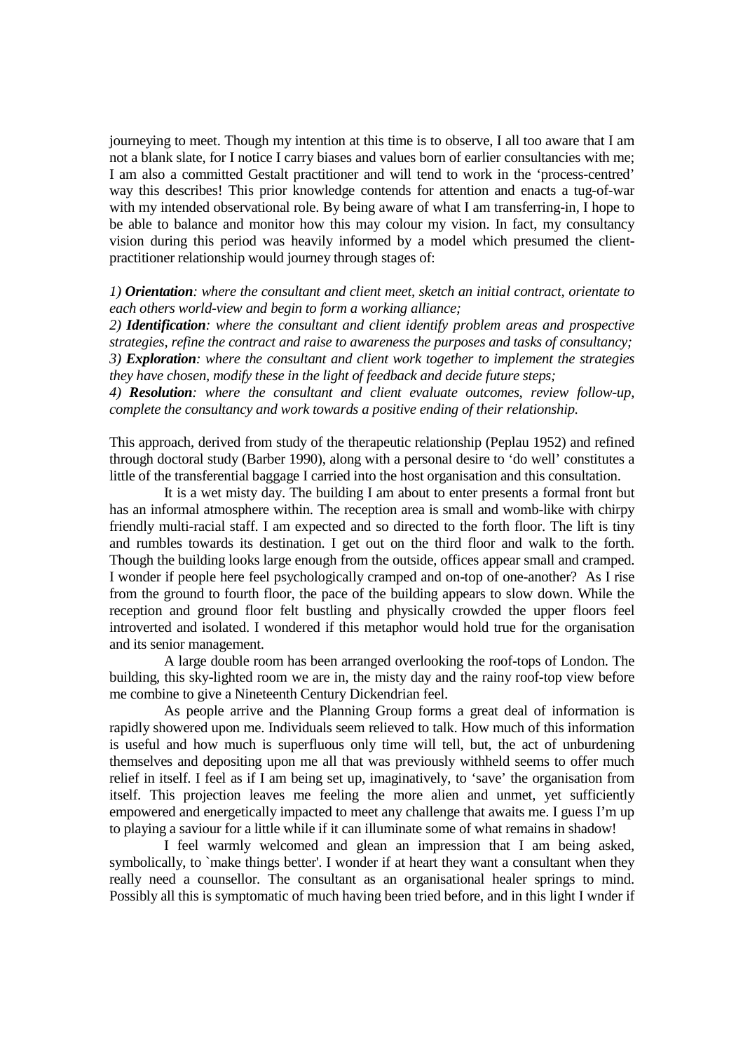journeying to meet. Though my intention at this time is to observe, I all too aware that I am not a blank slate, for I notice I carry biases and values born of earlier consultancies with me; I am also a committed Gestalt practitioner and will tend to work in the 'process-centred' way this describes! This prior knowledge contends for attention and enacts a tug-of-war with my intended observational role. By being aware of what I am transferring-in, I hope to be able to balance and monitor how this may colour my vision. In fact, my consultancy vision during this period was heavily informed by a model which presumed the client-practitioner relationship would journey through stages of:

*1) **Orientation**: where the consultant and client meet, sketch an initial contract, orientate to each others world-view and begin to form a working alliance;*
*2) **Identification**: where the consultant and client identify problem areas and prospective strategies, refine the contract and raise to awareness the purposes and tasks of consultancy;*
*3) **Exploration**: where the consultant and client work together to implement the strategies they have chosen, modify these in the light of feedback and decide future steps;*
*4) **Resolution**: where the consultant and client evaluate outcomes, review follow-up, complete the consultancy and work towards a positive ending of their relationship.*

This approach, derived from study of the therapeutic relationship (Peplau 1952) and refined through doctoral study (Barber 1990), along with a personal desire to 'do well' constitutes a little of the transferential baggage I carried into the host organisation and this consultation.

It is a wet misty day. The building I am about to enter presents a formal front but has an informal atmosphere within. The reception area is small and womb-like with chirpy friendly multi-racial staff. I am expected and so directed to the forth floor. The lift is tiny and rumbles towards its destination. I get out on the third floor and walk to the forth. Though the building looks large enough from the outside, offices appear small and cramped. I wonder if people here feel psychologically cramped and on-top of one-another? As I rise from the ground to fourth floor, the pace of the building appears to slow down. While the reception and ground floor felt bustling and physically crowded the upper floors feel introverted and isolated. I wondered if this metaphor would hold true for the organisation and its senior management.

A large double room has been arranged overlooking the roof-tops of London. The building, this sky-lighted room we are in, the misty day and the rainy roof-top view before me combine to give a Nineteenth Century Dickendrian feel.

As people arrive and the Planning Group forms a great deal of information is rapidly showered upon me. Individuals seem relieved to talk. How much of this information is useful and how much is superfluous only time will tell, but, the act of unburdening themselves and depositing upon me all that was previously withheld seems to offer much relief in itself. I feel as if I am being set up, imaginatively, to 'save' the organisation from itself. This projection leaves me feeling the more alien and unmet, yet sufficiently empowered and energetically impacted to meet any challenge that awaits me. I guess I'm up to playing a saviour for a little while if it can illuminate some of what remains in shadow!

I feel warmly welcomed and glean an impression that I am being asked, symbolically, to `make things better'. I wonder if at heart they want a consultant when they really need a counsellor. The consultant as an organisational healer springs to mind. Possibly all this is symptomatic of much having been tried before, and in this light I wnder if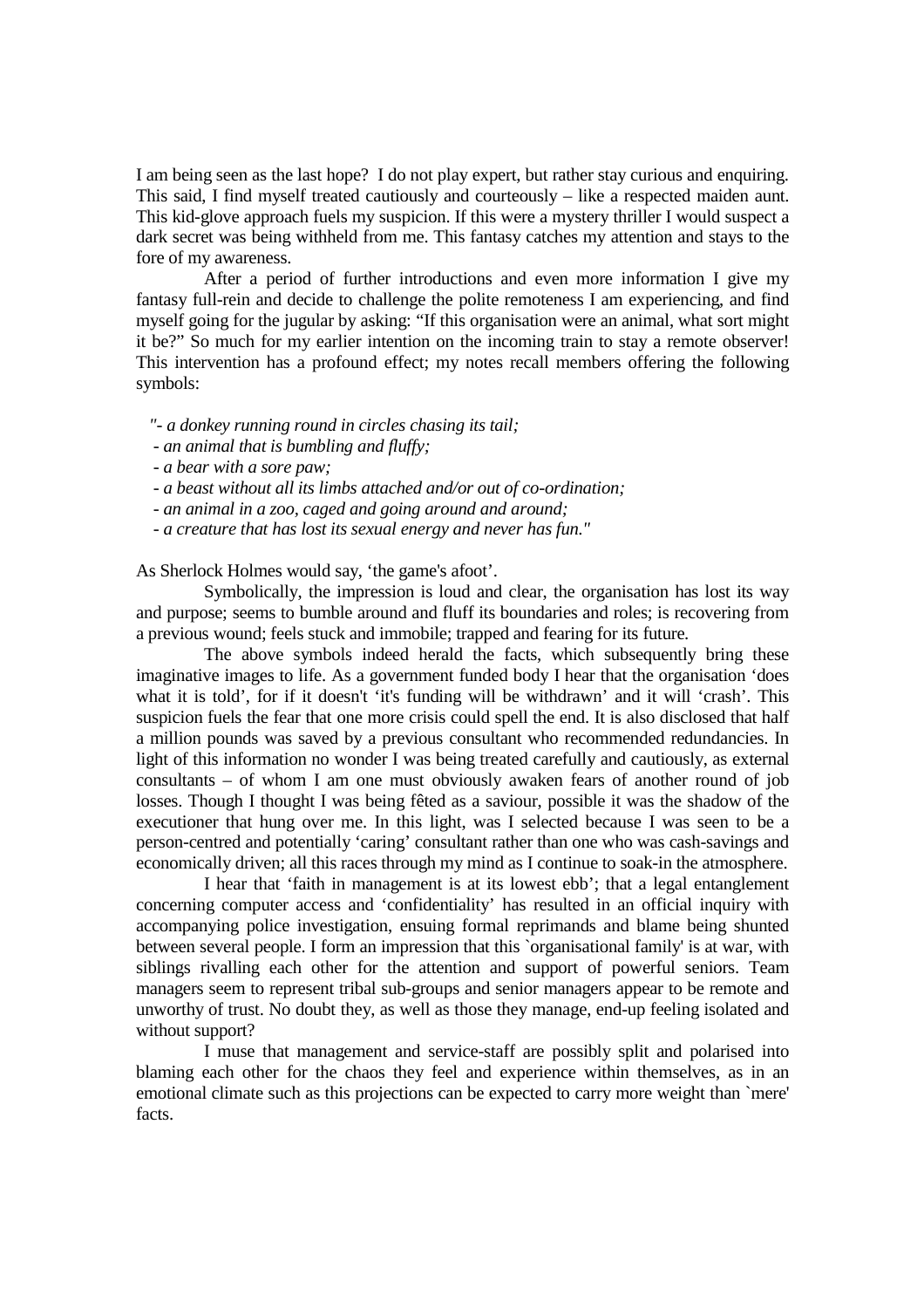I am being seen as the last hope? I do not play expert, but rather stay curious and enquiring. This said, I find myself treated cautiously and courteously – like a respected maiden aunt. This kid-glove approach fuels my suspicion. If this were a mystery thriller I would suspect a dark secret was being withheld from me. This fantasy catches my attention and stays to the fore of my awareness.

After a period of further introductions and even more information I give my fantasy full-rein and decide to challenge the polite remoteness I am experiencing, and find myself going for the jugular by asking: "If this organisation were an animal, what sort might it be?" So much for my earlier intention on the incoming train to stay a remote observer! This intervention has a profound effect; my notes recall members offering the following symbols:

*"- a donkey running round in circles chasing its tail;*
*- an animal that is bumbling and fluffy;*
*- a bear with a sore paw;*
*- a beast without all its limbs attached and/or out of co-ordination;*
*- an animal in a zoo, caged and going around and around;*
*- a creature that has lost its sexual energy and never has fun."*

As Sherlock Holmes would say, 'the game's afoot'.

Symbolically, the impression is loud and clear, the organisation has lost its way and purpose; seems to bumble around and fluff its boundaries and roles; is recovering from a previous wound; feels stuck and immobile; trapped and fearing for its future.

The above symbols indeed herald the facts, which subsequently bring these imaginative images to life. As a government funded body I hear that the organisation 'does what it is told', for if it doesn't 'it's funding will be withdrawn' and it will 'crash'. This suspicion fuels the fear that one more crisis could spell the end. It is also disclosed that half a million pounds was saved by a previous consultant who recommended redundancies. In light of this information no wonder I was being treated carefully and cautiously, as external consultants – of whom I am one must obviously awaken fears of another round of job losses. Though I thought I was being fêted as a saviour, possible it was the shadow of the executioner that hung over me. In this light, was I selected because I was seen to be a person-centred and potentially 'caring' consultant rather than one who was cash-savings and economically driven; all this races through my mind as I continue to soak-in the atmosphere.

I hear that 'faith in management is at its lowest ebb'; that a legal entanglement concerning computer access and 'confidentiality' has resulted in an official inquiry with accompanying police investigation, ensuing formal reprimands and blame being shunted between several people. I form an impression that this `organisational family' is at war, with siblings rivalling each other for the attention and support of powerful seniors. Team managers seem to represent tribal sub-groups and senior managers appear to be remote and unworthy of trust. No doubt they, as well as those they manage, end-up feeling isolated and without support?

I muse that management and service-staff are possibly split and polarised into blaming each other for the chaos they feel and experience within themselves, as in an emotional climate such as this projections can be expected to carry more weight than `mere' facts.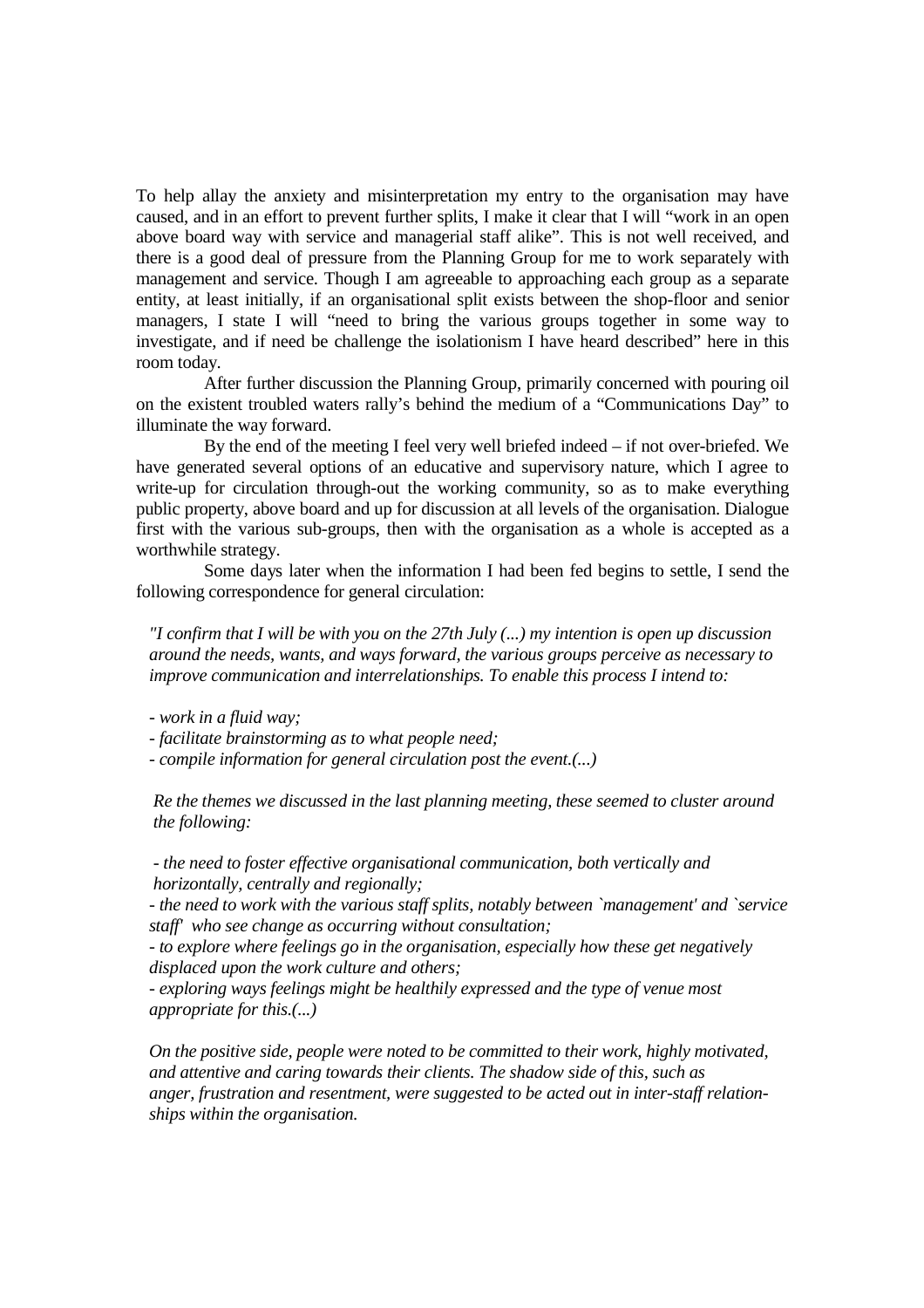To help allay the anxiety and misinterpretation my entry to the organisation may have caused, and in an effort to prevent further splits, I make it clear that I will "work in an open above board way with service and managerial staff alike". This is not well received, and there is a good deal of pressure from the Planning Group for me to work separately with management and service. Though I am agreeable to approaching each group as a separate entity, at least initially, if an organisational split exists between the shop-floor and senior managers, I state I will "need to bring the various groups together in some way to investigate, and if need be challenge the isolationism I have heard described" here in this room today.

After further discussion the Planning Group, primarily concerned with pouring oil on the existent troubled waters rally's behind the medium of a "Communications Day" to illuminate the way forward.

By the end of the meeting I feel very well briefed indeed – if not over-briefed. We have generated several options of an educative and supervisory nature, which I agree to write-up for circulation through-out the working community, so as to make everything public property, above board and up for discussion at all levels of the organisation. Dialogue first with the various sub-groups, then with the organisation as a whole is accepted as a worthwhile strategy.

Some days later when the information I had been fed begins to settle, I send the following correspondence for general circulation:

*"I confirm that I will be with you on the 27th July (...) my intention is open up discussion around the needs, wants, and ways forward, the various groups perceive as necessary to improve communication and interrelationships. To enable this process I intend to:*

- *work in a fluid way;*
- *facilitate brainstorming as to what people need;*
- *compile information for general circulation post the event.(...)*

*Re the themes we discussed in the last planning meeting, these seemed to cluster around the following:*

- *the need to foster effective organisational communication, both vertically and horizontally, centrally and regionally;*
- *the need to work with the various staff splits, notably between `management' and `service staff' who see change as occurring without consultation;*
- *to explore where feelings go in the organisation, especially how these get negatively displaced upon the work culture and others;*
- *exploring ways feelings might be healthily expressed and the type of venue most appropriate for this.(...)*

*On the positive side, people were noted to be committed to their work, highly motivated, and attentive and caring towards their clients. The shadow side of this, such as anger, frustration and resentment, were suggested to be acted out in inter-staff relationships within the organisation.*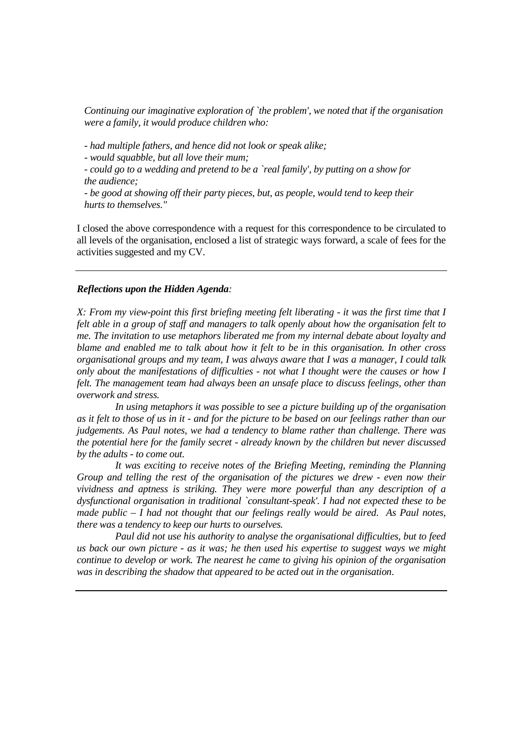*Continuing our imaginative exploration of `the problem', we noted that if the organisation were a family, it would produce children who:*

*- had multiple fathers, and hence did not look or speak alike;*
*- would squabble, but all love their mum;*
*- could go to a wedding and pretend to be a `real family', by putting on a show for the audience;*
*- be good at showing off their party pieces, but, as people, would tend to keep their hurts to themselves."*

I closed the above correspondence with a request for this correspondence to be circulated to all levels of the organisation, enclosed a list of strategic ways forward, a scale of fees for the activities suggested and my CV.

---

***Reflections upon the Hidden Agenda**:*

*X: From my view-point this first briefing meeting felt liberating - it was the first time that I felt able in a group of staff and managers to talk openly about how the organisation felt to me. The invitation to use metaphors liberated me from my internal debate about loyalty and blame and enabled me to talk about how it felt to be in this organisation. In other cross organisational groups and my team, I was always aware that I was a manager, I could talk only about the manifestations of difficulties - not what I thought were the causes or how I felt. The management team had always been an unsafe place to discuss feelings, other than overwork and stress.*

*In using metaphors it was possible to see a picture building up of the organisation as it felt to those of us in it - and for the picture to be based on our feelings rather than our judgements. As Paul notes, we had a tendency to blame rather than challenge. There was the potential here for the family secret - already known by the children but never discussed by the adults - to come out.*

*It was exciting to receive notes of the Briefing Meeting, reminding the Planning Group and telling the rest of the organisation of the pictures we drew - even now their vividness and aptness is striking. They were more powerful than any description of a dysfunctional organisation in traditional `consultant-speak'. I had not expected these to be made public – I had not thought that our feelings really would be aired. As Paul notes, there was a tendency to keep our hurts to ourselves.*

*Paul did not use his authority to analyse the organisational difficulties, but to feed us back our own picture - as it was; he then used his expertise to suggest ways we might continue to develop or work. The nearest he came to giving his opinion of the organisation was in describing the shadow that appeared to be acted out in the organisation.*

---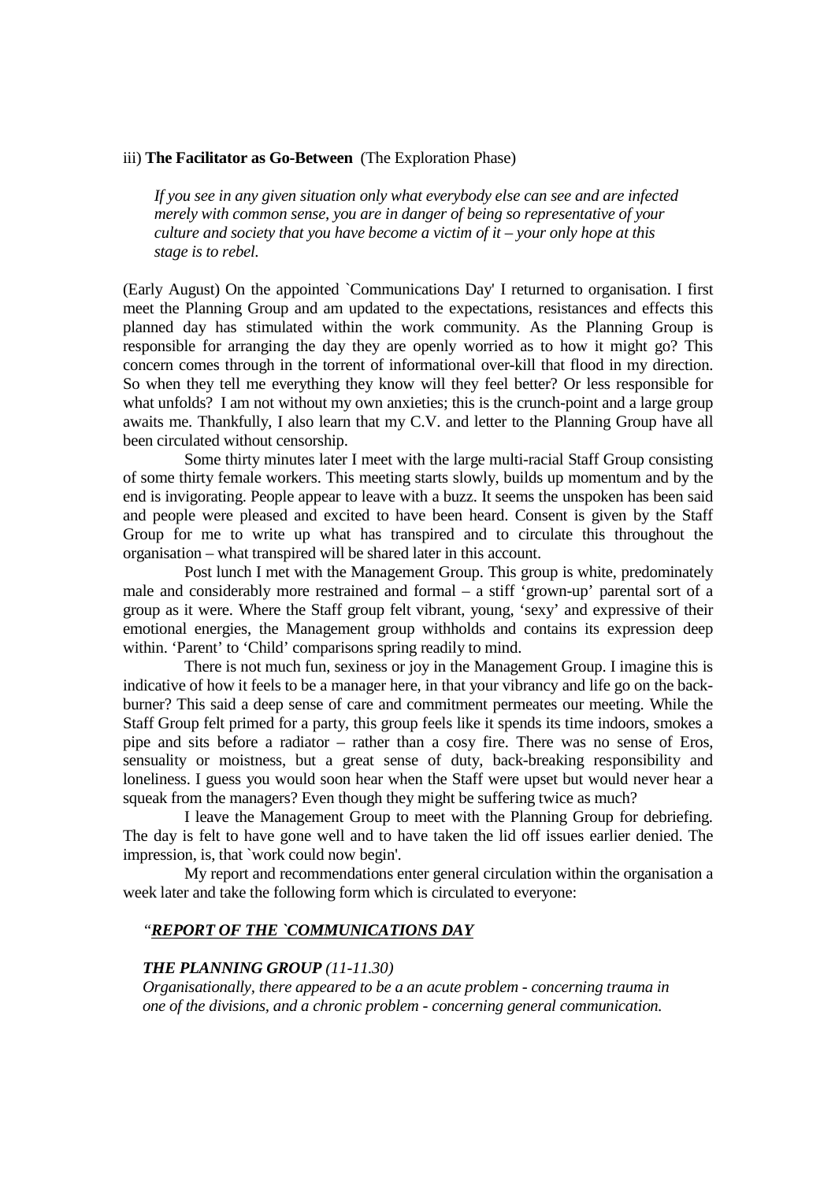iii) **The Facilitator as Go-Between** (The Exploration Phase)

> *If you see in any given situation only what everybody else can see and are infected merely with common sense, you are in danger of being so representative of your culture and society that you have become a victim of it – your only hope at this stage is to rebel.*

(Early August) On the appointed `Communications Day' I returned to organisation. I first meet the Planning Group and am updated to the expectations, resistances and effects this planned day has stimulated within the work community. As the Planning Group is responsible for arranging the day they are openly worried as to how it might go? This concern comes through in the torrent of informational over-kill that flood in my direction. So when they tell me everything they know will they feel better? Or less responsible for what unfolds? I am not without my own anxieties; this is the crunch-point and a large group awaits me. Thankfully, I also learn that my C.V. and letter to the Planning Group have all been circulated without censorship.

Some thirty minutes later I meet with the large multi-racial Staff Group consisting of some thirty female workers. This meeting starts slowly, builds up momentum and by the end is invigorating. People appear to leave with a buzz. It seems the unspoken has been said and people were pleased and excited to have been heard. Consent is given by the Staff Group for me to write up what has transpired and to circulate this throughout the organisation – what transpired will be shared later in this account.

Post lunch I met with the Management Group. This group is white, predominately male and considerably more restrained and formal – a stiff 'grown-up' parental sort of a group as it were. Where the Staff group felt vibrant, young, 'sexy' and expressive of their emotional energies, the Management group withholds and contains its expression deep within. 'Parent' to 'Child' comparisons spring readily to mind.

There is not much fun, sexiness or joy in the Management Group. I imagine this is indicative of how it feels to be a manager here, in that your vibrancy and life go on the back-burner? This said a deep sense of care and commitment permeates our meeting. While the Staff Group felt primed for a party, this group feels like it spends its time indoors, smokes a pipe and sits before a radiator – rather than a cosy fire. There was no sense of Eros, sensuality or moistness, but a great sense of duty, back-breaking responsibility and loneliness. I guess you would soon hear when the Staff were upset but would never hear a squeak from the managers? Even though they might be suffering twice as much?

I leave the Management Group to meet with the Planning Group for debriefing. The day is felt to have gone well and to have taken the lid off issues earlier denied. The impression, is, that `work could now begin'.

My report and recommendations enter general circulation within the organisation a week later and take the following form which is circulated to everyone:

*"**<u>REPORT OF THE `COMMUNICATIONS DAY</u>***

***THE PLANNING GROUP** (11-11.30)*

*Organisationally, there appeared to be a an acute problem - concerning trauma in one of the divisions, and a chronic problem - concerning general communication.*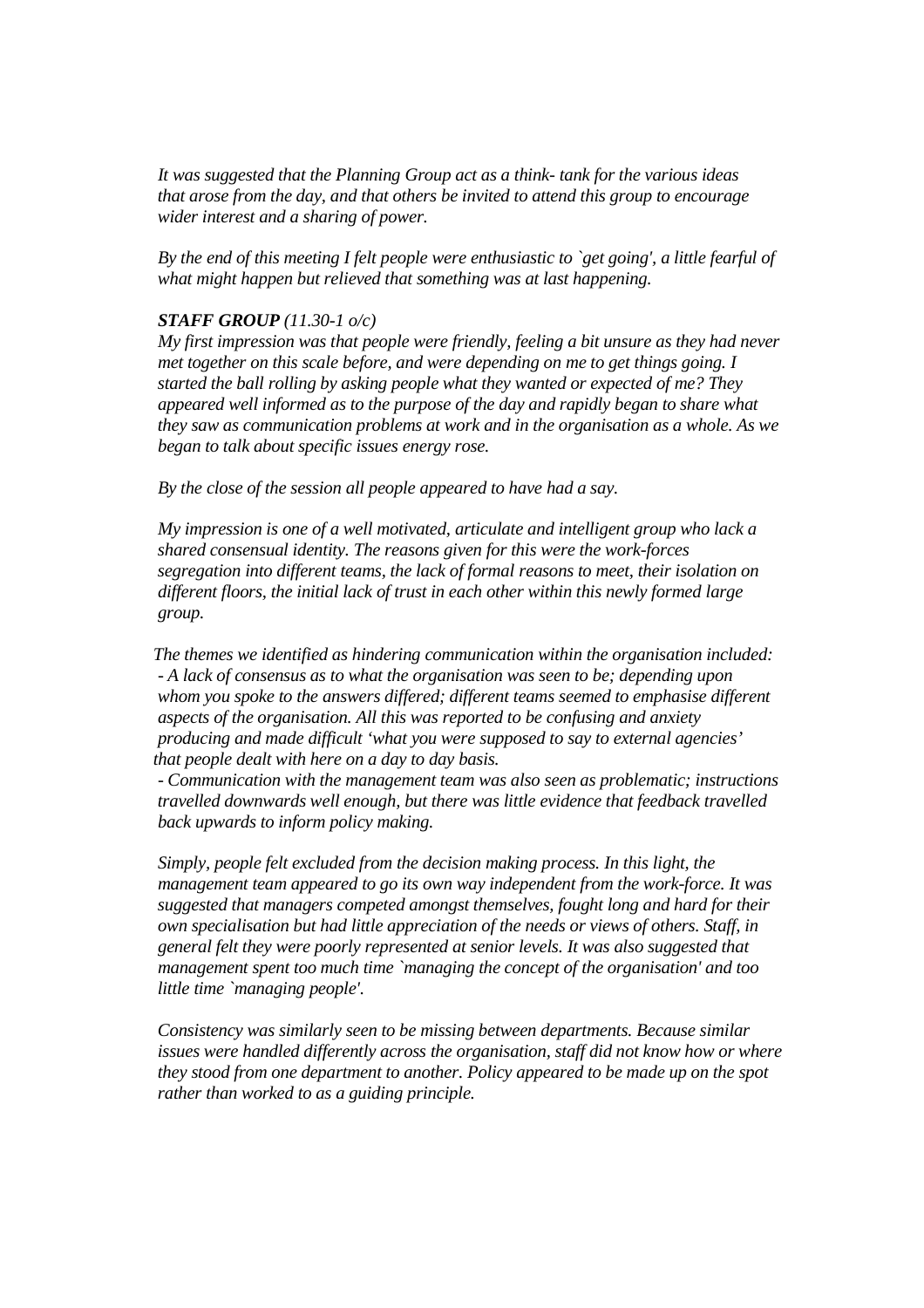*It was suggested that the Planning Group act as a think- tank for the various ideas that arose from the day, and that others be invited to attend this group to encourage wider interest and a sharing of power.*

*By the end of this meeting I felt people were enthusiastic to `get going', a little fearful of what might happen but relieved that something was at last happening.*

***STAFF GROUP** (11.30-1 o/c)*

*My first impression was that people were friendly, feeling a bit unsure as they had never met together on this scale before, and were depending on me to get things going. I started the ball rolling by asking people what they wanted or expected of me? They appeared well informed as to the purpose of the day and rapidly began to share what they saw as communication problems at work and in the organisation as a whole. As we began to talk about specific issues energy rose.*

*By the close of the session all people appeared to have had a say.*

*My impression is one of a well motivated, articulate and intelligent group who lack a shared consensual identity. The reasons given for this were the work-forces segregation into different teams, the lack of formal reasons to meet, their isolation on different floors, the initial lack of trust in each other within this newly formed large group.*

*The themes we identified as hindering communication within the organisation included:*

*- A lack of consensus as to what the organisation was seen to be; depending upon whom you spoke to the answers differed; different teams seemed to emphasise different aspects of the organisation. All this was reported to be confusing and anxiety producing and made difficult 'what you were supposed to say to external agencies' that people dealt with here on a day to day basis.*

*- Communication with the management team was also seen as problematic; instructions travelled downwards well enough, but there was little evidence that feedback travelled back upwards to inform policy making.*

*Simply, people felt excluded from the decision making process. In this light, the management team appeared to go its own way independent from the work-force. It was suggested that managers competed amongst themselves, fought long and hard for their own specialisation but had little appreciation of the needs or views of others. Staff, in general felt they were poorly represented at senior levels. It was also suggested that management spent too much time `managing the concept of the organisation' and too little time `managing people'.*

*Consistency was similarly seen to be missing between departments. Because similar issues were handled differently across the organisation, staff did not know how or where they stood from one department to another. Policy appeared to be made up on the spot rather than worked to as a guiding principle.*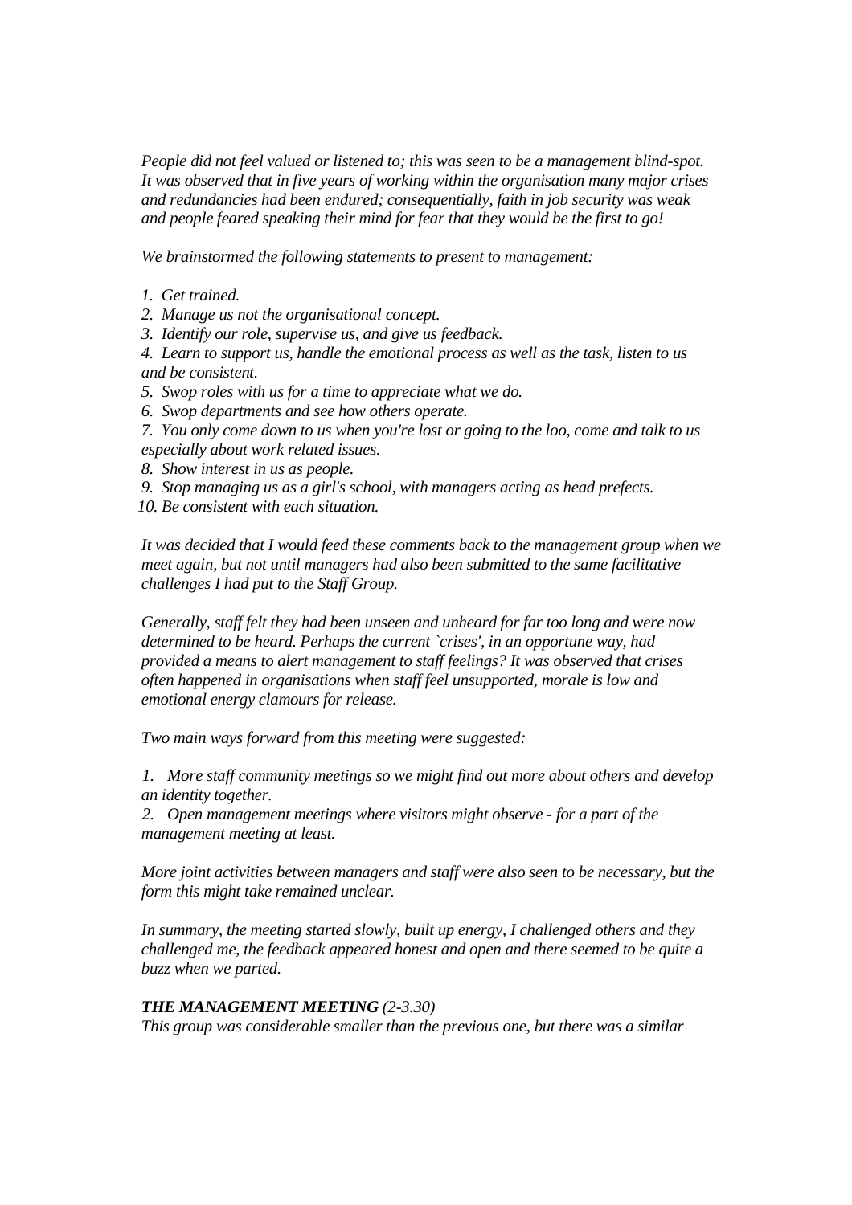*People did not feel valued or listened to; this was seen to be a management blind-spot. It was observed that in five years of working within the organisation many major crises and redundancies had been endured; consequentially, faith in job security was weak and people feared speaking their mind for fear that they would be the first to go!*

*We brainstormed the following statements to present to management:*

1. *Get trained.*
2. *Manage us not the organisational concept.*
3. *Identify our role, supervise us, and give us feedback.*
4. *Learn to support us, handle the emotional process as well as the task, listen to us and be consistent.*
5. *Swop roles with us for a time to appreciate what we do.*
6. *Swop departments and see how others operate.*
7. *You only come down to us when you're lost or going to the loo, come and talk to us especially about work related issues.*
8. *Show interest in us as people.*
9. *Stop managing us as a girl's school, with managers acting as head prefects.*
10. *Be consistent with each situation.*

*It was decided that I would feed these comments back to the management group when we meet again, but not until managers had also been submitted to the same facilitative challenges I had put to the Staff Group.*

*Generally, staff felt they had been unseen and unheard for far too long and were now determined to be heard. Perhaps the current `crises', in an opportune way, had provided a means to alert management to staff feelings? It was observed that crises often happened in organisations when staff feel unsupported, morale is low and emotional energy clamours for release.*

*Two main ways forward from this meeting were suggested:*

1. *More staff community meetings so we might find out more about others and develop an identity together.*
2. *Open management meetings where visitors might observe - for a part of the management meeting at least.*

*More joint activities between managers and staff were also seen to be necessary, but the form this might take remained unclear.*

*In summary, the meeting started slowly, built up energy, I challenged others and they challenged me, the feedback appeared honest and open and there seemed to be quite a buzz when we parted.*

***THE MANAGEMENT MEETING** (2-3.30)*

*This group was considerable smaller than the previous one, but there was a similar*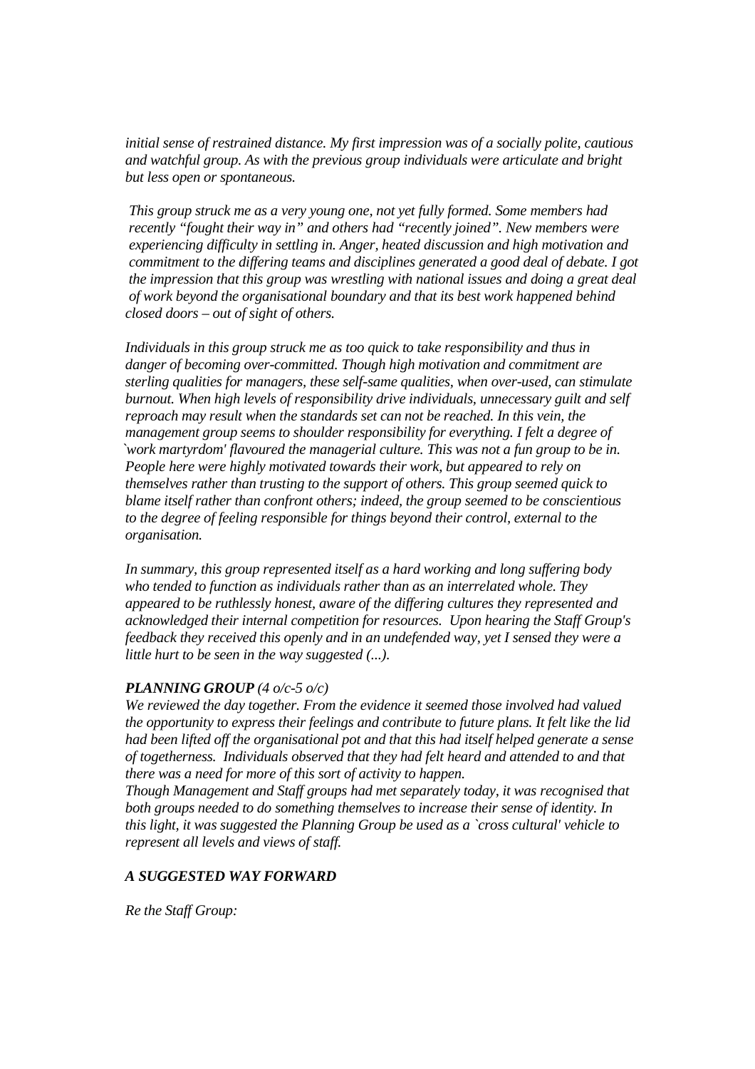*initial sense of restrained distance. My first impression was of a socially polite, cautious and watchful group. As with the previous group individuals were articulate and bright but less open or spontaneous.*

*This group struck me as a very young one, not yet fully formed. Some members had recently "fought their way in" and others had "recently joined". New members were experiencing difficulty in settling in. Anger, heated discussion and high motivation and commitment to the differing teams and disciplines generated a good deal of debate. I got the impression that this group was wrestling with national issues and doing a great deal of work beyond the organisational boundary and that its best work happened behind closed doors – out of sight of others.*

*Individuals in this group struck me as too quick to take responsibility and thus in danger of becoming over-committed. Though high motivation and commitment are sterling qualities for managers, these self-same qualities, when over-used, can stimulate burnout. When high levels of responsibility drive individuals, unnecessary guilt and self reproach may result when the standards set can not be reached. In this vein, the management group seems to shoulder responsibility for everything. I felt a degree of `work martyrdom' flavoured the managerial culture. This was not a fun group to be in. People here were highly motivated towards their work, but appeared to rely on themselves rather than trusting to the support of others. This group seemed quick to blame itself rather than confront others; indeed, the group seemed to be conscientious to the degree of feeling responsible for things beyond their control, external to the organisation.*

*In summary, this group represented itself as a hard working and long suffering body who tended to function as individuals rather than as an interrelated whole. They appeared to be ruthlessly honest, aware of the differing cultures they represented and acknowledged their internal competition for resources. Upon hearing the Staff Group's feedback they received this openly and in an undefended way, yet I sensed they were a little hurt to be seen in the way suggested (...).*

***PLANNING GROUP** (4 o/c-5 o/c)*

*We reviewed the day together. From the evidence it seemed those involved had valued the opportunity to express their feelings and contribute to future plans. It felt like the lid had been lifted off the organisational pot and that this had itself helped generate a sense of togetherness. Individuals observed that they had felt heard and attended to and that there was a need for more of this sort of activity to happen.*

*Though Management and Staff groups had met separately today, it was recognised that both groups needed to do something themselves to increase their sense of identity. In this light, it was suggested the Planning Group be used as a `cross cultural' vehicle to represent all levels and views of staff.*

***A SUGGESTED WAY FORWARD***

*Re the Staff Group:*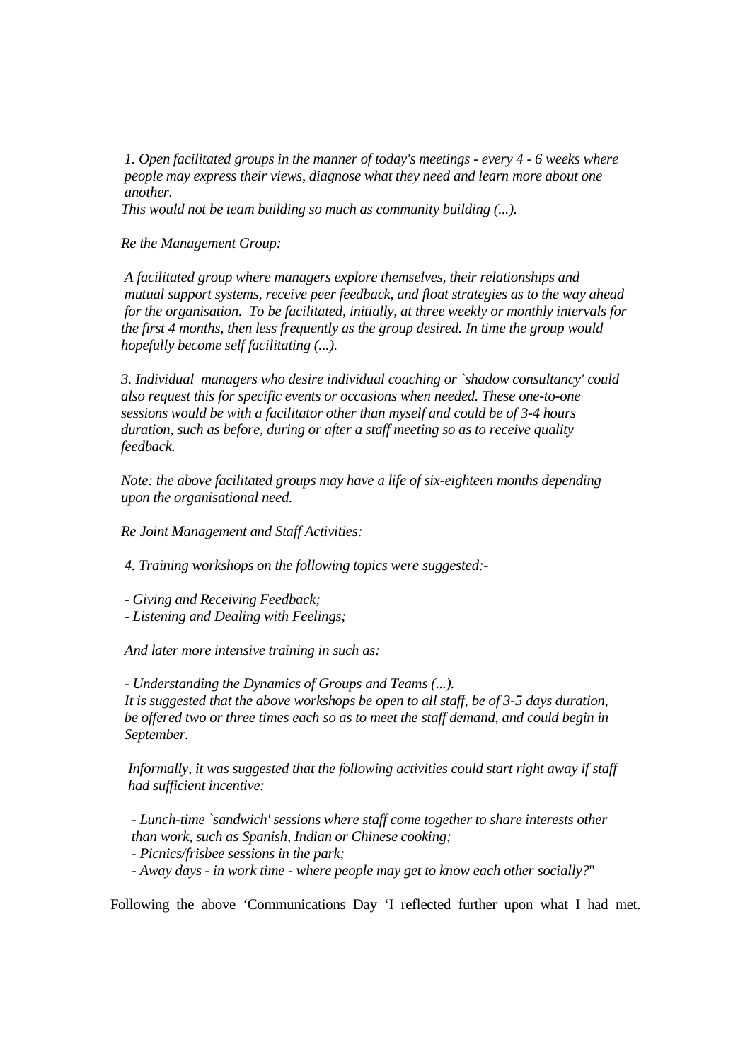*1. Open facilitated groups in the manner of today's meetings - every 4 - 6 weeks where people may express their views, diagnose what they need and learn more about one another.*
*This would not be team building so much as community building (...).*

*Re the Management Group:*

*A facilitated group where managers explore themselves, their relationships and mutual support systems, receive peer feedback, and float strategies as to the way ahead for the organisation. To be facilitated, initially, at three weekly or monthly intervals for the first 4 months, then less frequently as the group desired. In time the group would hopefully become self facilitating (...).*

*3. Individual managers who desire individual coaching or `shadow consultancy' could also request this for specific events or occasions when needed. These one-to-one sessions would be with a facilitator other than myself and could be of 3-4 hours duration, such as before, during or after a staff meeting so as to receive quality feedback.*

*Note: the above facilitated groups may have a life of six-eighteen months depending upon the organisational need.*

*Re Joint Management and Staff Activities:*

*4. Training workshops on the following topics were suggested:-*

*- Giving and Receiving Feedback;*
*- Listening and Dealing with Feelings;*

*And later more intensive training in such as:*

*- Understanding the Dynamics of Groups and Teams (...).*
*It is suggested that the above workshops be open to all staff, be of 3-5 days duration, be offered two or three times each so as to meet the staff demand, and could begin in September.*

*Informally, it was suggested that the following activities could start right away if staff had sufficient incentive:*

*- Lunch-time `sandwich' sessions where staff come together to share interests other than work, such as Spanish, Indian or Chinese cooking;*
*- Picnics/frisbee sessions in the park;*
*- Away days - in work time - where people may get to know each other socially?*"

Following the above 'Communications Day 'I reflected further upon what I had met.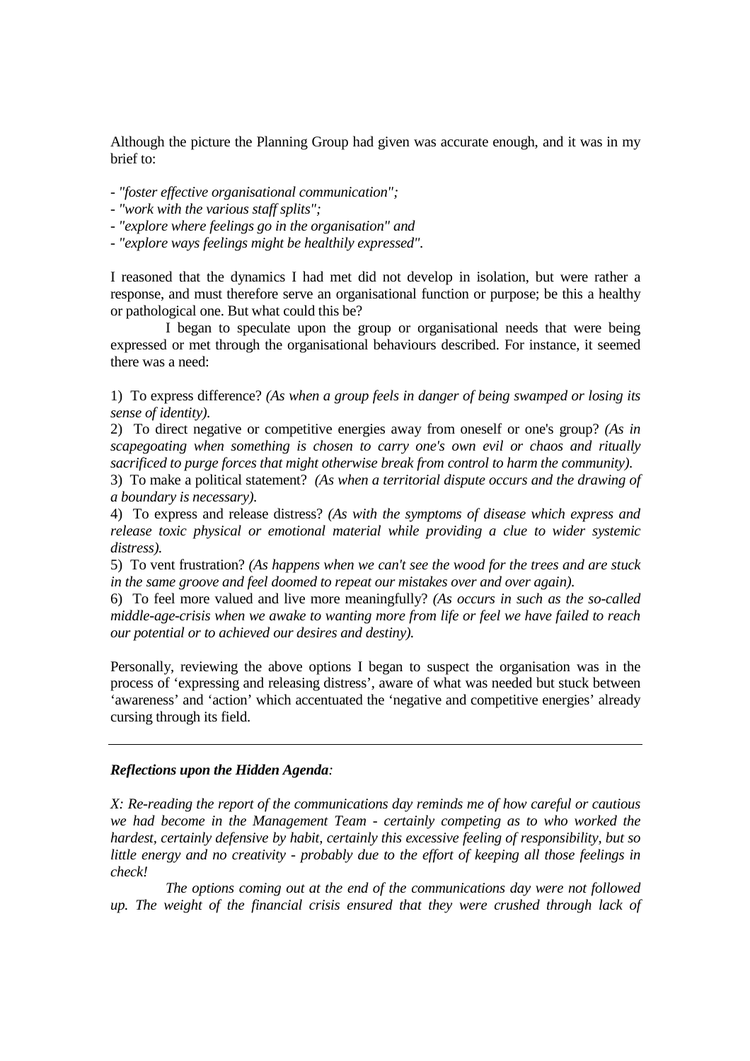Although the picture the Planning Group had given was accurate enough, and it was in my brief to:

- *"foster effective organisational communication";*
- *"work with the various staff splits";*
- *"explore where feelings go in the organisation" and*
- *"explore ways feelings might be healthily expressed".*

I reasoned that the dynamics I had met did not develop in isolation, but were rather a response, and must therefore serve an organisational function or purpose; be this a healthy or pathological one. But what could this be?

I began to speculate upon the group or organisational needs that were being expressed or met through the organisational behaviours described. For instance, it seemed there was a need:

1) To express difference? *(As when a group feels in danger of being swamped or losing its sense of identity).*

2) To direct negative or competitive energies away from oneself or one's group? *(As in scapegoating when something is chosen to carry one's own evil or chaos and ritually sacrificed to purge forces that might otherwise break from control to harm the community).*

3) To make a political statement? *(As when a territorial dispute occurs and the drawing of a boundary is necessary).*

4) To express and release distress? *(As with the symptoms of disease which express and release toxic physical or emotional material while providing a clue to wider systemic distress).*

5) To vent frustration? *(As happens when we can't see the wood for the trees and are stuck in the same groove and feel doomed to repeat our mistakes over and over again).*

6) To feel more valued and live more meaningfully? *(As occurs in such as the so-called middle-age-crisis when we awake to wanting more from life or feel we have failed to reach our potential or to achieved our desires and destiny).*

Personally, reviewing the above options I began to suspect the organisation was in the process of 'expressing and releasing distress', aware of what was needed but stuck between 'awareness' and 'action' which accentuated the 'negative and competitive energies' already cursing through its field.

---

***Reflections upon the Hidden Agenda****:*

*X: Re-reading the report of the communications day reminds me of how careful or cautious we had become in the Management Team - certainly competing as to who worked the hardest, certainly defensive by habit, certainly this excessive feeling of responsibility, but so little energy and no creativity - probably due to the effort of keeping all those feelings in check!*

*The options coming out at the end of the communications day were not followed up. The weight of the financial crisis ensured that they were crushed through lack of*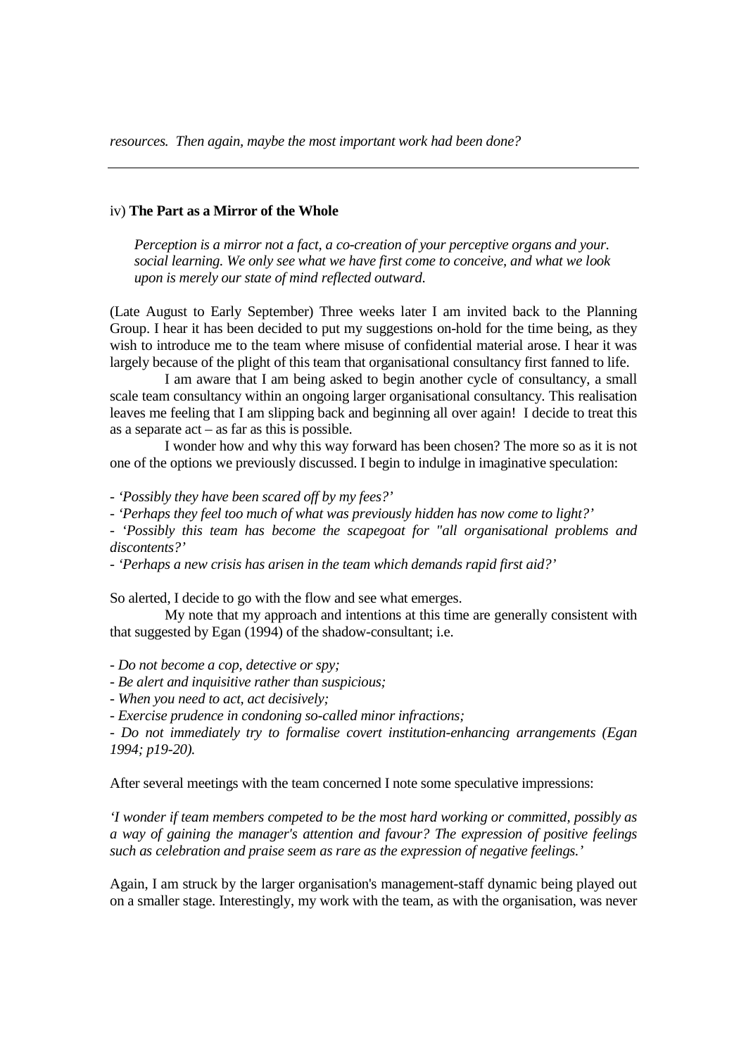*resources. Then again, maybe the most important work had been done?*

---

iv) **The Part as a Mirror of the Whole**

> *Perception is a mirror not a fact, a co-creation of your perceptive organs and your. social learning. We only see what we have first come to conceive, and what we look upon is merely our state of mind reflected outward.*

(Late August to Early September) Three weeks later I am invited back to the Planning Group. I hear it has been decided to put my suggestions on-hold for the time being, as they wish to introduce me to the team where misuse of confidential material arose. I hear it was largely because of the plight of this team that organisational consultancy first fanned to life.

I am aware that I am being asked to begin another cycle of consultancy, a small scale team consultancy within an ongoing larger organisational consultancy. This realisation leaves me feeling that I am slipping back and beginning all over again! I decide to treat this as a separate act – as far as this is possible.

I wonder how and why this way forward has been chosen? The more so as it is not one of the options we previously discussed. I begin to indulge in imaginative speculation:

- *'Possibly they have been scared off by my fees?'*
- *'Perhaps they feel too much of what was previously hidden has now come to light?'*
- *'Possibly this team has become the scapegoat for "all organisational problems and discontents?'*
- *'Perhaps a new crisis has arisen in the team which demands rapid first aid?'*

So alerted, I decide to go with the flow and see what emerges.

My note that my approach and intentions at this time are generally consistent with that suggested by Egan (1994) of the shadow-consultant; i.e.

- *Do not become a cop, detective or spy;*
- *Be alert and inquisitive rather than suspicious;*
- *When you need to act, act decisively;*
- *Exercise prudence in condoning so-called minor infractions;*
- *Do not immediately try to formalise covert institution-enhancing arrangements (Egan 1994; p19-20).*

After several meetings with the team concerned I note some speculative impressions:

*'I wonder if team members competed to be the most hard working or committed, possibly as a way of gaining the manager's attention and favour? The expression of positive feelings such as celebration and praise seem as rare as the expression of negative feelings.'*

Again, I am struck by the larger organisation's management-staff dynamic being played out on a smaller stage. Interestingly, my work with the team, as with the organisation, was never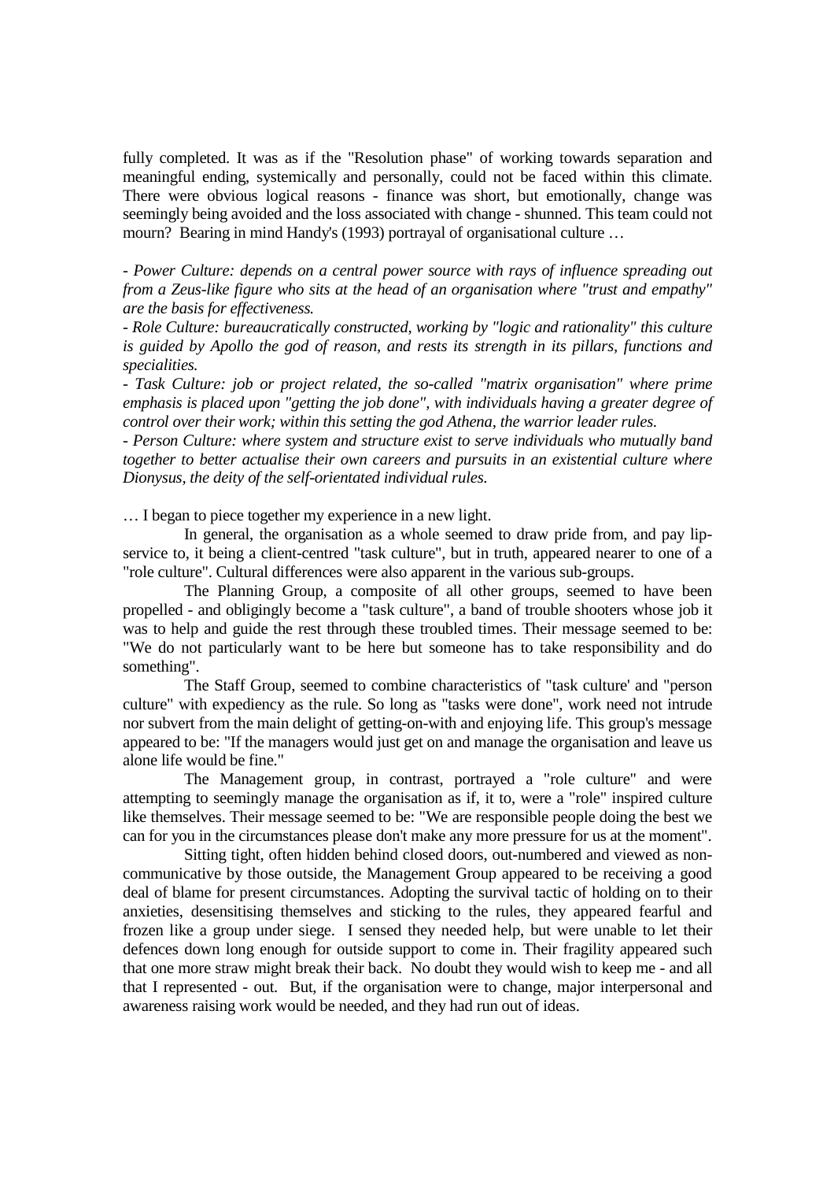fully completed. It was as if the "Resolution phase" of working towards separation and meaningful ending, systemically and personally, could not be faced within this climate. There were obvious logical reasons - finance was short, but emotionally, change was seemingly being avoided and the loss associated with change - shunned. This team could not mourn? Bearing in mind Handy's (1993) portrayal of organisational culture …

*- Power Culture: depends on a central power source with rays of influence spreading out from a Zeus-like figure who sits at the head of an organisation where "trust and empathy" are the basis for effectiveness.*
*- Role Culture: bureaucratically constructed, working by "logic and rationality" this culture is guided by Apollo the god of reason, and rests its strength in its pillars, functions and specialities.*
*- Task Culture: job or project related, the so-called "matrix organisation" where prime emphasis is placed upon "getting the job done", with individuals having a greater degree of control over their work; within this setting the god Athena, the warrior leader rules.*
*- Person Culture: where system and structure exist to serve individuals who mutually band together to better actualise their own careers and pursuits in an existential culture where Dionysus, the deity of the self-orientated individual rules.*

… I began to piece together my experience in a new light.

In general, the organisation as a whole seemed to draw pride from, and pay lip-service to, it being a client-centred "task culture", but in truth, appeared nearer to one of a "role culture". Cultural differences were also apparent in the various sub-groups.

The Planning Group, a composite of all other groups, seemed to have been propelled - and obligingly become a "task culture", a band of trouble shooters whose job it was to help and guide the rest through these troubled times. Their message seemed to be: "We do not particularly want to be here but someone has to take responsibility and do something".

The Staff Group, seemed to combine characteristics of "task culture' and "person culture" with expediency as the rule. So long as "tasks were done", work need not intrude nor subvert from the main delight of getting-on-with and enjoying life. This group's message appeared to be: "If the managers would just get on and manage the organisation and leave us alone life would be fine."

The Management group, in contrast, portrayed a "role culture" and were attempting to seemingly manage the organisation as if, it to, were a "role" inspired culture like themselves. Their message seemed to be: "We are responsible people doing the best we can for you in the circumstances please don't make any more pressure for us at the moment".

Sitting tight, often hidden behind closed doors, out-numbered and viewed as non-communicative by those outside, the Management Group appeared to be receiving a good deal of blame for present circumstances. Adopting the survival tactic of holding on to their anxieties, desensitising themselves and sticking to the rules, they appeared fearful and frozen like a group under siege. I sensed they needed help, but were unable to let their defences down long enough for outside support to come in. Their fragility appeared such that one more straw might break their back. No doubt they would wish to keep me - and all that I represented - out. But, if the organisation were to change, major interpersonal and awareness raising work would be needed, and they had run out of ideas.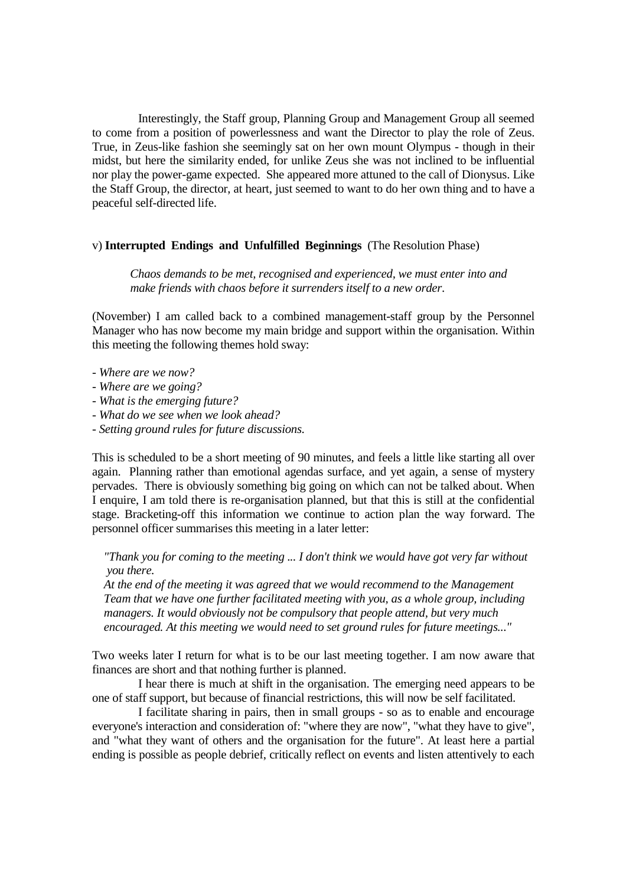Interestingly, the Staff group, Planning Group and Management Group all seemed to come from a position of powerlessness and want the Director to play the role of Zeus. True, in Zeus-like fashion she seemingly sat on her own mount Olympus - though in their midst, but here the similarity ended, for unlike Zeus she was not inclined to be influential nor play the power-game expected. She appeared more attuned to the call of Dionysus. Like the Staff Group, the director, at heart, just seemed to want to do her own thing and to have a peaceful self-directed life.

v) **Interrupted Endings and Unfulfilled Beginnings** (The Resolution Phase)

> *Chaos demands to be met, recognised and experienced, we must enter into and make friends with chaos before it surrenders itself to a new order.*

(November) I am called back to a combined management-staff group by the Personnel Manager who has now become my main bridge and support within the organisation. Within this meeting the following themes hold sway:

- *Where are we now?*
- *Where are we going?*
- *What is the emerging future?*
- *What do we see when we look ahead?*
- *Setting ground rules for future discussions.*

This is scheduled to be a short meeting of 90 minutes, and feels a little like starting all over again. Planning rather than emotional agendas surface, and yet again, a sense of mystery pervades. There is obviously something big going on which can not be talked about. When I enquire, I am told there is re-organisation planned, but that this is still at the confidential stage. Bracketing-off this information we continue to action plan the way forward. The personnel officer summarises this meeting in a later letter:

> *"Thank you for coming to the meeting ... I don't think we would have got very far without you there.*
> *At the end of the meeting it was agreed that we would recommend to the Management Team that we have one further facilitated meeting with you, as a whole group, including managers. It would obviously not be compulsory that people attend, but very much encouraged. At this meeting we would need to set ground rules for future meetings..."*

Two weeks later I return for what is to be our last meeting together. I am now aware that finances are short and that nothing further is planned.

I hear there is much at shift in the organisation. The emerging need appears to be one of staff support, but because of financial restrictions, this will now be self facilitated.

I facilitate sharing in pairs, then in small groups - so as to enable and encourage everyone's interaction and consideration of: "where they are now", "what they have to give", and "what they want of others and the organisation for the future". At least here a partial ending is possible as people debrief, critically reflect on events and listen attentively to each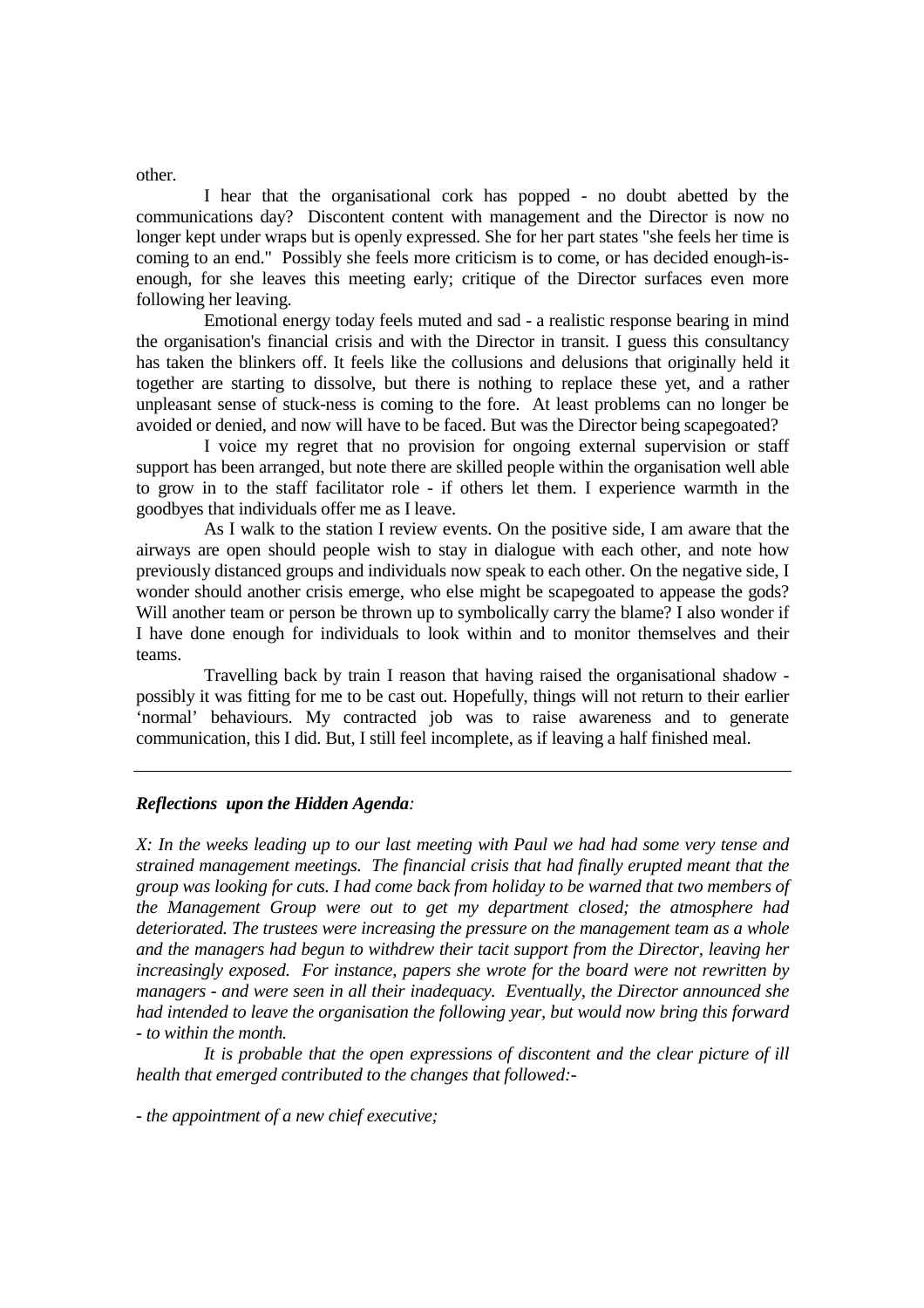other.

I hear that the organisational cork has popped - no doubt abetted by the communications day? Discontent content with management and the Director is now no longer kept under wraps but is openly expressed. She for her part states "she feels her time is coming to an end." Possibly she feels more criticism is to come, or has decided enough-is-enough, for she leaves this meeting early; critique of the Director surfaces even more following her leaving.

Emotional energy today feels muted and sad - a realistic response bearing in mind the organisation's financial crisis and with the Director in transit. I guess this consultancy has taken the blinkers off. It feels like the collusions and delusions that originally held it together are starting to dissolve, but there is nothing to replace these yet, and a rather unpleasant sense of stuck-ness is coming to the fore. At least problems can no longer be avoided or denied, and now will have to be faced. But was the Director being scapegoated?

I voice my regret that no provision for ongoing external supervision or staff support has been arranged, but note there are skilled people within the organisation well able to grow in to the staff facilitator role - if others let them. I experience warmth in the goodbyes that individuals offer me as I leave.

As I walk to the station I review events. On the positive side, I am aware that the airways are open should people wish to stay in dialogue with each other, and note how previously distanced groups and individuals now speak to each other. On the negative side, I wonder should another crisis emerge, who else might be scapegoated to appease the gods? Will another team or person be thrown up to symbolically carry the blame? I also wonder if I have done enough for individuals to look within and to monitor themselves and their teams.

Travelling back by train I reason that having raised the organisational shadow - possibly it was fitting for me to be cast out. Hopefully, things will not return to their earlier 'normal' behaviours. My contracted job was to raise awareness and to generate communication, this I did. But, I still feel incomplete, as if leaving a half finished meal.

---

***Reflections upon the Hidden Agenda:***

*X: In the weeks leading up to our last meeting with Paul we had had some very tense and strained management meetings. The financial crisis that had finally erupted meant that the group was looking for cuts. I had come back from holiday to be warned that two members of the Management Group were out to get my department closed; the atmosphere had deteriorated. The trustees were increasing the pressure on the management team as a whole and the managers had begun to withdrew their tacit support from the Director, leaving her increasingly exposed. For instance, papers she wrote for the board were not rewritten by managers - and were seen in all their inadequacy. Eventually, the Director announced she had intended to leave the organisation the following year, but would now bring this forward - to within the month.*

*It is probable that the open expressions of discontent and the clear picture of ill health that emerged contributed to the changes that followed:-*

*- the appointment of a new chief executive;*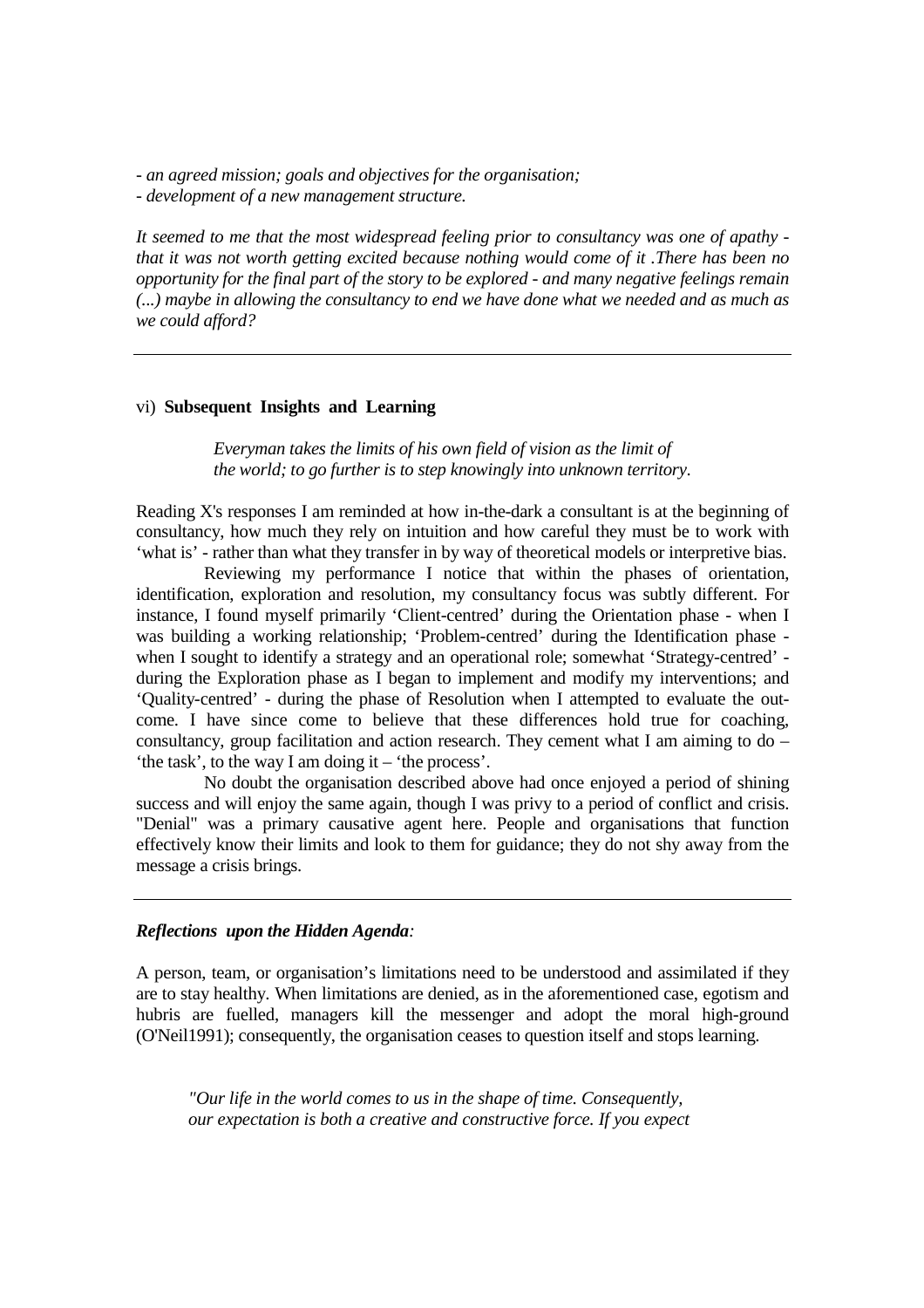*- an agreed mission; goals and objectives for the organisation;*
*- development of a new management structure.*

*It seemed to me that the most widespread feeling prior to consultancy was one of apathy - that it was not worth getting excited because nothing would come of it .There has been no opportunity for the final part of the story to be explored - and many negative feelings remain (...) maybe in allowing the consultancy to end we have done what we needed and as much as we could afford?*

---

### vi) **Subsequent Insights and Learning**

> *Everyman takes the limits of his own field of vision as the limit of the world; to go further is to step knowingly into unknown territory.*

Reading X's responses I am reminded at how in-the-dark a consultant is at the beginning of consultancy, how much they rely on intuition and how careful they must be to work with 'what is' - rather than what they transfer in by way of theoretical models or interpretive bias.

Reviewing my performance I notice that within the phases of orientation, identification, exploration and resolution, my consultancy focus was subtly different. For instance, I found myself primarily 'Client-centred' during the Orientation phase - when I was building a working relationship; 'Problem-centred' during the Identification phase - when I sought to identify a strategy and an operational role; somewhat 'Strategy-centred' - during the Exploration phase as I began to implement and modify my interventions; and 'Quality-centred' - during the phase of Resolution when I attempted to evaluate the out-come. I have since come to believe that these differences hold true for coaching, consultancy, group facilitation and action research. They cement what I am aiming to do – 'the task', to the way I am doing it – 'the process'.

No doubt the organisation described above had once enjoyed a period of shining success and will enjoy the same again, though I was privy to a period of conflict and crisis. "Denial" was a primary causative agent here. People and organisations that function effectively know their limits and look to them for guidance; they do not shy away from the message a crisis brings.

---

***Reflections upon the Hidden Agenda****:*

A person, team, or organisation's limitations need to be understood and assimilated if they are to stay healthy. When limitations are denied, as in the aforementioned case, egotism and hubris are fuelled, managers kill the messenger and adopt the moral high-ground (O'Neil1991); consequently, the organisation ceases to question itself and stops learning.

> *"Our life in the world comes to us in the shape of time. Consequently, our expectation is both a creative and constructive force. If you expect*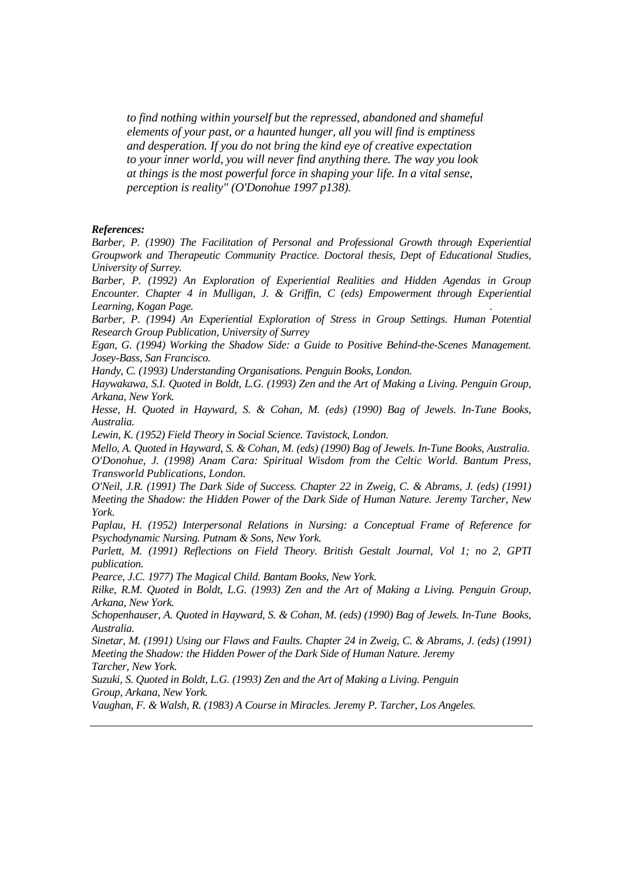*to find nothing within yourself but the repressed, abandoned and shameful elements of your past, or a haunted hunger, all you will find is emptiness and desperation. If you do not bring the kind eye of creative expectation to your inner world, you will never find anything there. The way you look at things is the most powerful force in shaping your life. In a vital sense, perception is reality" (O'Donohue 1997 p138).*

***References:***

*Barber, P. (1990) The Facilitation of Personal and Professional Growth through Experiential Groupwork and Therapeutic Community Practice. Doctoral thesis, Dept of Educational Studies, University of Surrey.*

*Barber, P. (1992) An Exploration of Experiential Realities and Hidden Agendas in Group Encounter. Chapter 4 in Mulligan, J. & Griffin, C (eds) Empowerment through Experiential Learning, Kogan Page.*

*Barber, P. (1994) An Experiential Exploration of Stress in Group Settings. Human Potential Research Group Publication, University of Surrey*

*Egan, G. (1994) Working the Shadow Side: a Guide to Positive Behind-the-Scenes Management. Josey-Bass, San Francisco.*

*Handy, C. (1993) Understanding Organisations. Penguin Books, London.*

*Haywakawa, S.I. Quoted in Boldt, L.G. (1993) Zen and the Art of Making a Living. Penguin Group, Arkana, New York.*

*Hesse, H. Quoted in Hayward, S. & Cohan, M. (eds) (1990) Bag of Jewels. In-Tune Books, Australia.*

*Lewin, K. (1952) Field Theory in Social Science. Tavistock, London.*

*Mello, A. Quoted in Hayward, S. & Cohan, M. (eds) (1990) Bag of Jewels. In-Tune Books, Australia.*

*O'Donohue, J. (1998) Anam Cara: Spiritual Wisdom from the Celtic World. Bantum Press, Transworld Publications, London.*

*O'Neil, J.R. (1991) The Dark Side of Success. Chapter 22 in Zweig, C. & Abrams, J. (eds) (1991) Meeting the Shadow: the Hidden Power of the Dark Side of Human Nature. Jeremy Tarcher, New York.*

*Paplau, H. (1952) Interpersonal Relations in Nursing: a Conceptual Frame of Reference for Psychodynamic Nursing. Putnam & Sons, New York.*

*Parlett, M. (1991) Reflections on Field Theory. British Gestalt Journal, Vol 1; no 2, GPTI publication.*

*Pearce, J.C. 1977) The Magical Child. Bantam Books, New York.*

*Rilke, R.M. Quoted in Boldt, L.G. (1993) Zen and the Art of Making a Living. Penguin Group, Arkana, New York.*

*Schopenhauser, A. Quoted in Hayward, S. & Cohan, M. (eds) (1990) Bag of Jewels. In-Tune Books, Australia.*

*Sinetar, M. (1991) Using our Flaws and Faults. Chapter 24 in Zweig, C. & Abrams, J. (eds) (1991) Meeting the Shadow: the Hidden Power of the Dark Side of Human Nature. Jeremy Tarcher, New York.*

*Suzuki, S. Quoted in Boldt, L.G. (1993) Zen and the Art of Making a Living. Penguin Group, Arkana, New York.*

*Vaughan, F. & Walsh, R. (1983) A Course in Miracles. Jeremy P. Tarcher, Los Angeles.*